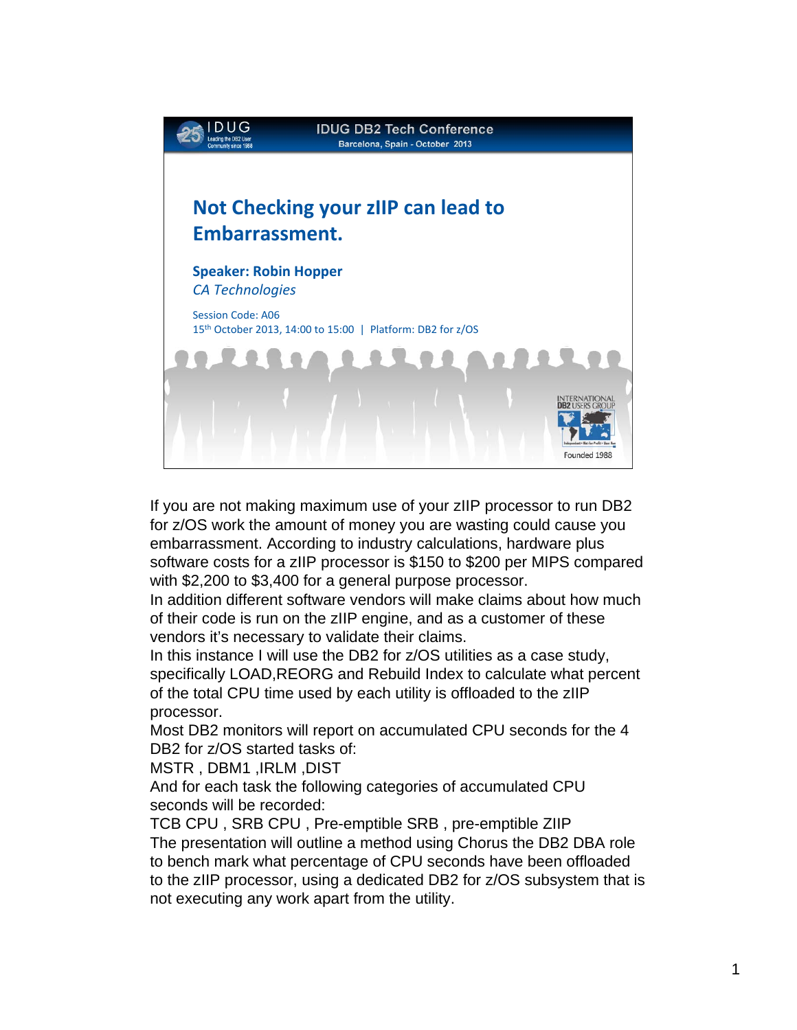IDUG DB2 Tech Conference
Barcelona, Spain - October 2013

# Not Checking your zIIP can lead to Embarrassment.

**Speaker: Robin Hopper**
*CA Technologies*

Session Code: A06
15th October 2013, 14:00 to 15:00 | Platform: DB2 for z/OS

If you are not making maximum use of your zIIP processor to run DB2 for z/OS work the amount of money you are wasting could cause you embarrassment. According to industry calculations, hardware plus software costs for a zIIP processor is $150 to $200 per MIPS compared with $2,200 to $3,400 for a general purpose processor.
In addition different software vendors will make claims about how much of their code is run on the zIIP engine, and as a customer of these vendors it's necessary to validate their claims.
In this instance I will use the DB2 for z/OS utilities as a case study, specifically LOAD,REORG and Rebuild Index to calculate what percent of the total CPU time used by each utility is offloaded to the zIIP processor.
Most DB2 monitors will report on accumulated CPU seconds for the 4 DB2 for z/OS started tasks of:
MSTR , DBM1 ,IRLM ,DIST
And for each task the following categories of accumulated CPU seconds will be recorded:
TCB CPU , SRB CPU , Pre-emptible SRB , pre-emptible ZIIP
The presentation will outline a method using Chorus the DB2 DBA role to bench mark what percentage of CPU seconds have been offloaded to the zIIP processor, using a dedicated DB2 for z/OS subsystem that is not executing any work apart from the utility.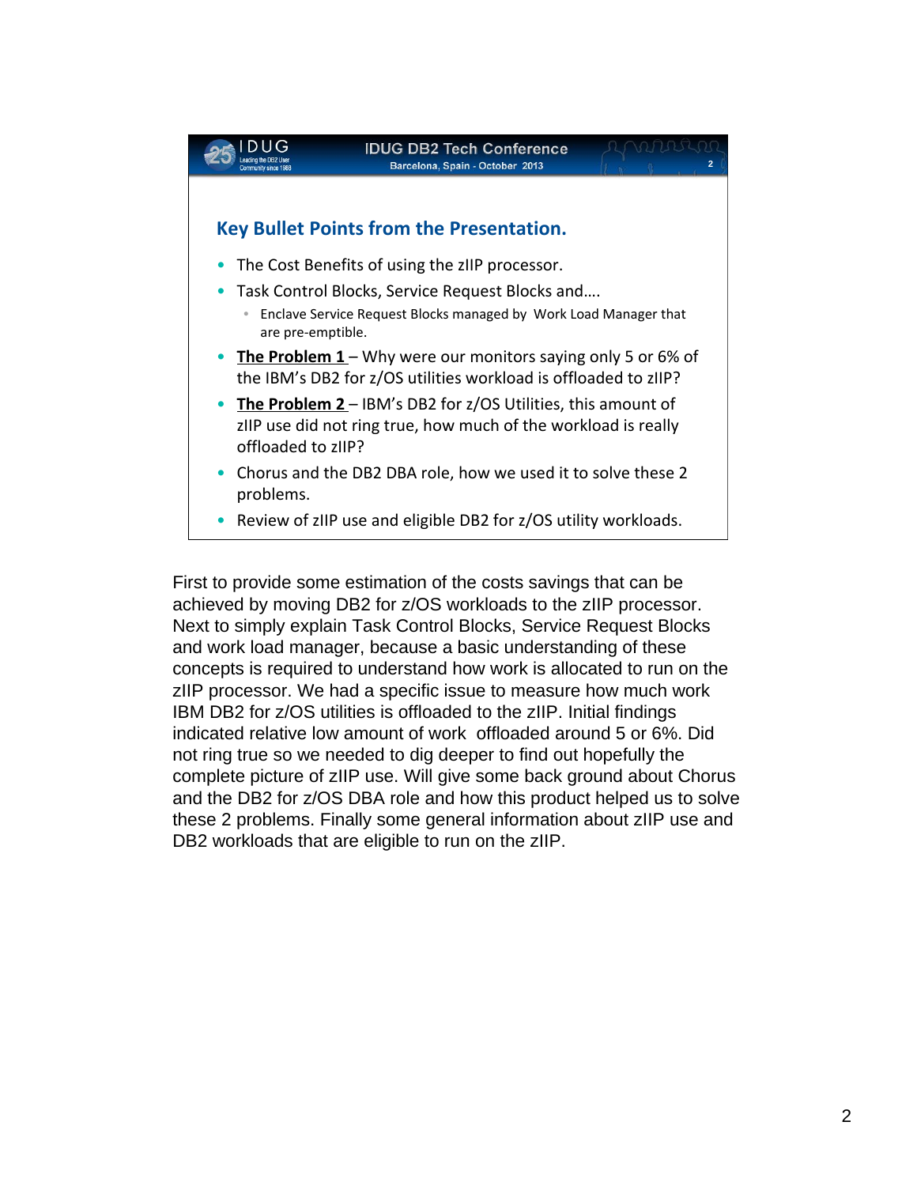## Key Bullet Points from the Presentation.

- The Cost Benefits of using the zIIP processor.
- Task Control Blocks, Service Request Blocks and….
  - Enclave Service Request Blocks managed by Work Load Manager that are pre-emptible.
- **The Problem 1** – Why were our monitors saying only 5 or 6% of the IBM's DB2 for z/OS utilities workload is offloaded to zIIP?
- **The Problem 2** – IBM's DB2 for z/OS Utilities, this amount of zIIP use did not ring true, how much of the workload is really offloaded to zIIP?
- Chorus and the DB2 DBA role, how we used it to solve these 2 problems.
- Review of zIIP use and eligible DB2 for z/OS utility workloads.

First to provide some estimation of the costs savings that can be achieved by moving DB2 for z/OS workloads to the zIIP processor. Next to simply explain Task Control Blocks, Service Request Blocks and work load manager, because a basic understanding of these concepts is required to understand how work is allocated to run on the zIIP processor. We had a specific issue to measure how much work IBM DB2 for z/OS utilities is offloaded to the zIIP. Initial findings indicated relative low amount of work offloaded around 5 or 6%. Did not ring true so we needed to dig deeper to find out hopefully the complete picture of zIIP use. Will give some back ground about Chorus and the DB2 for z/OS DBA role and how this product helped us to solve these 2 problems. Finally some general information about zIIP use and DB2 workloads that are eligible to run on the zIIP.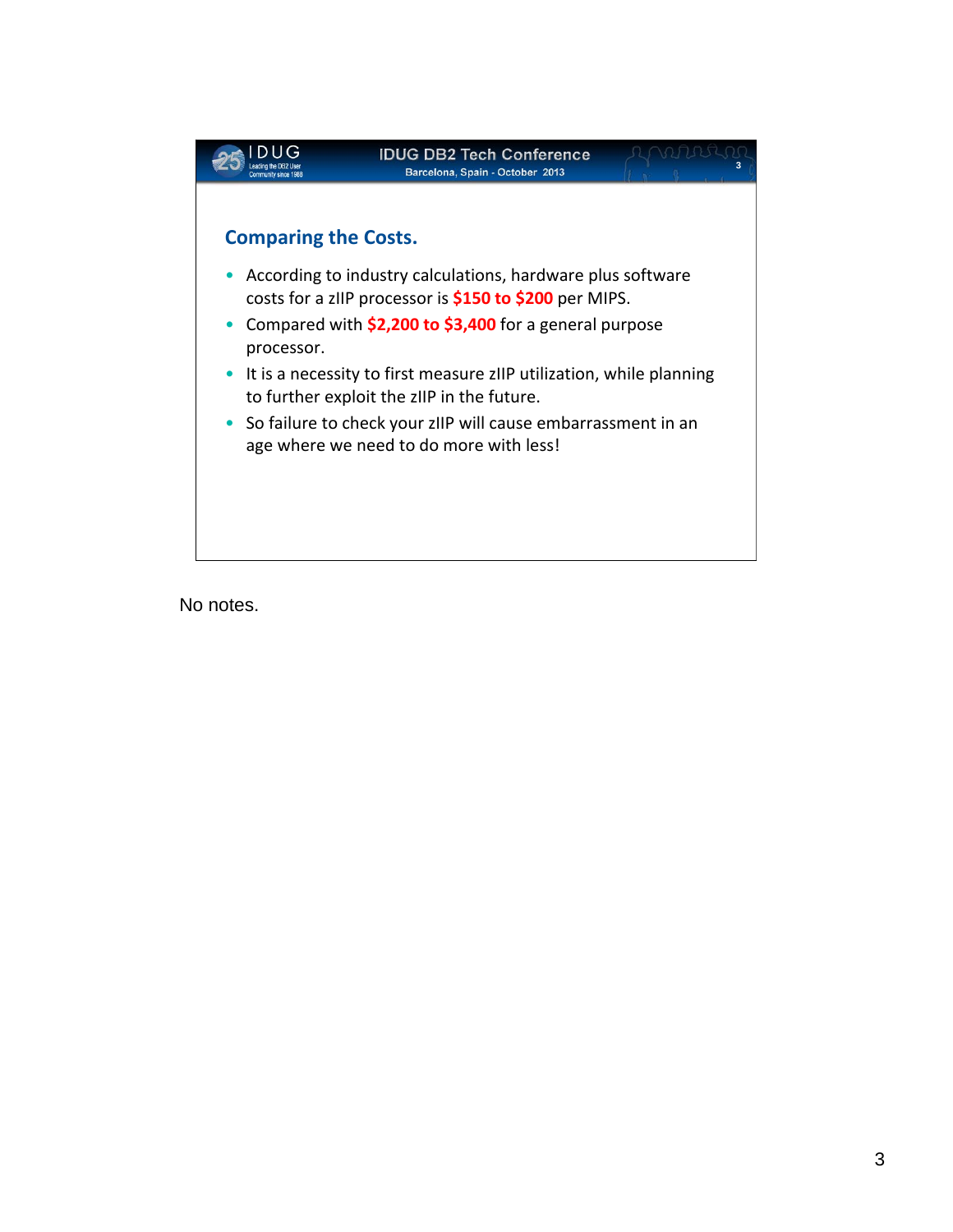## Comparing the Costs.

- According to industry calculations, hardware plus software costs for a zIIP processor is **$150 to $200** per MIPS.
- Compared with **$2,200 to $3,400** for a general purpose processor.
- It is a necessity to first measure zIIP utilization, while planning to further exploit the zIIP in the future.
- So failure to check your zIIP will cause embarrassment in an age where we need to do more with less!

No notes.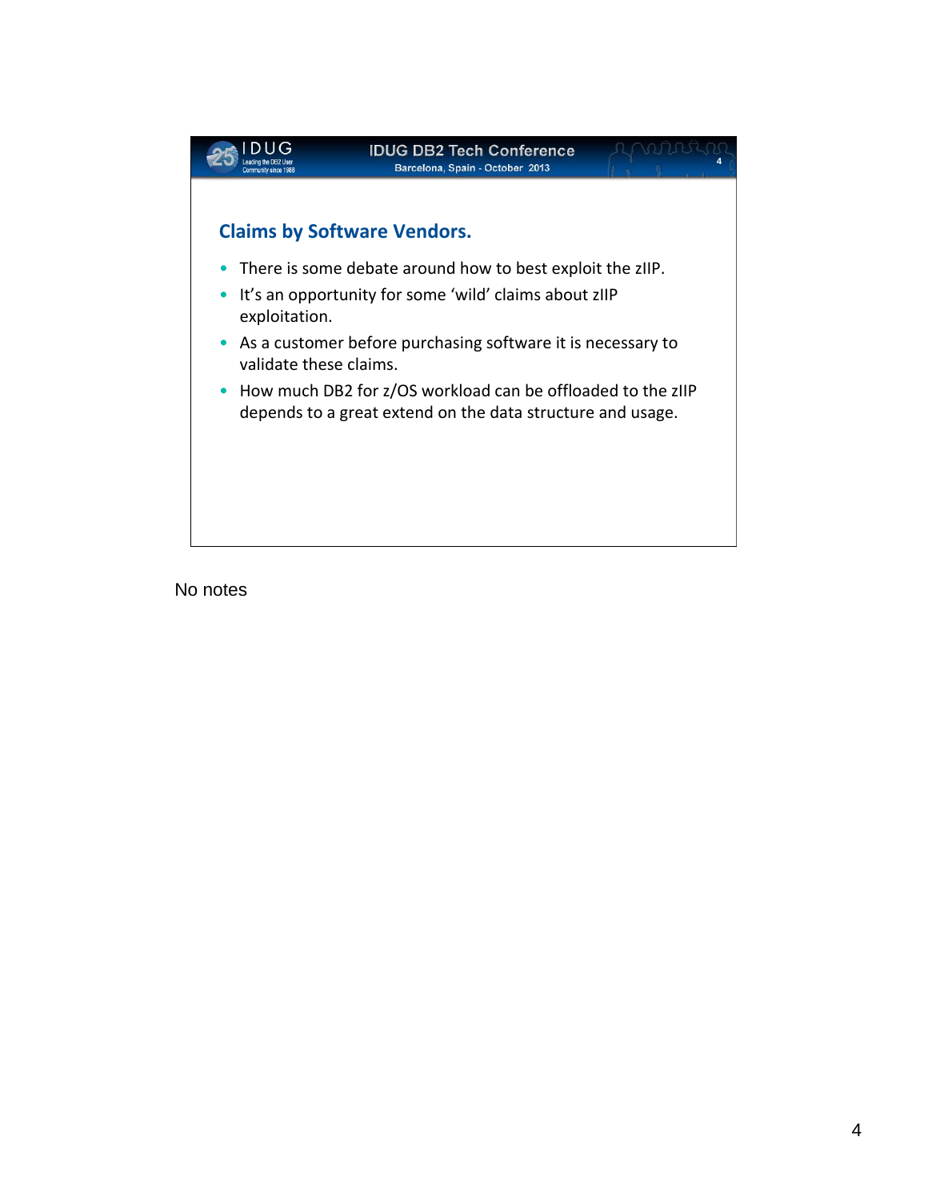## Claims by Software Vendors.

- There is some debate around how to best exploit the zIIP.
- It's an opportunity for some 'wild' claims about zIIP exploitation.
- As a customer before purchasing software it is necessary to validate these claims.
- How much DB2 for z/OS workload can be offloaded to the zIIP depends to a great extend on the data structure and usage.

No notes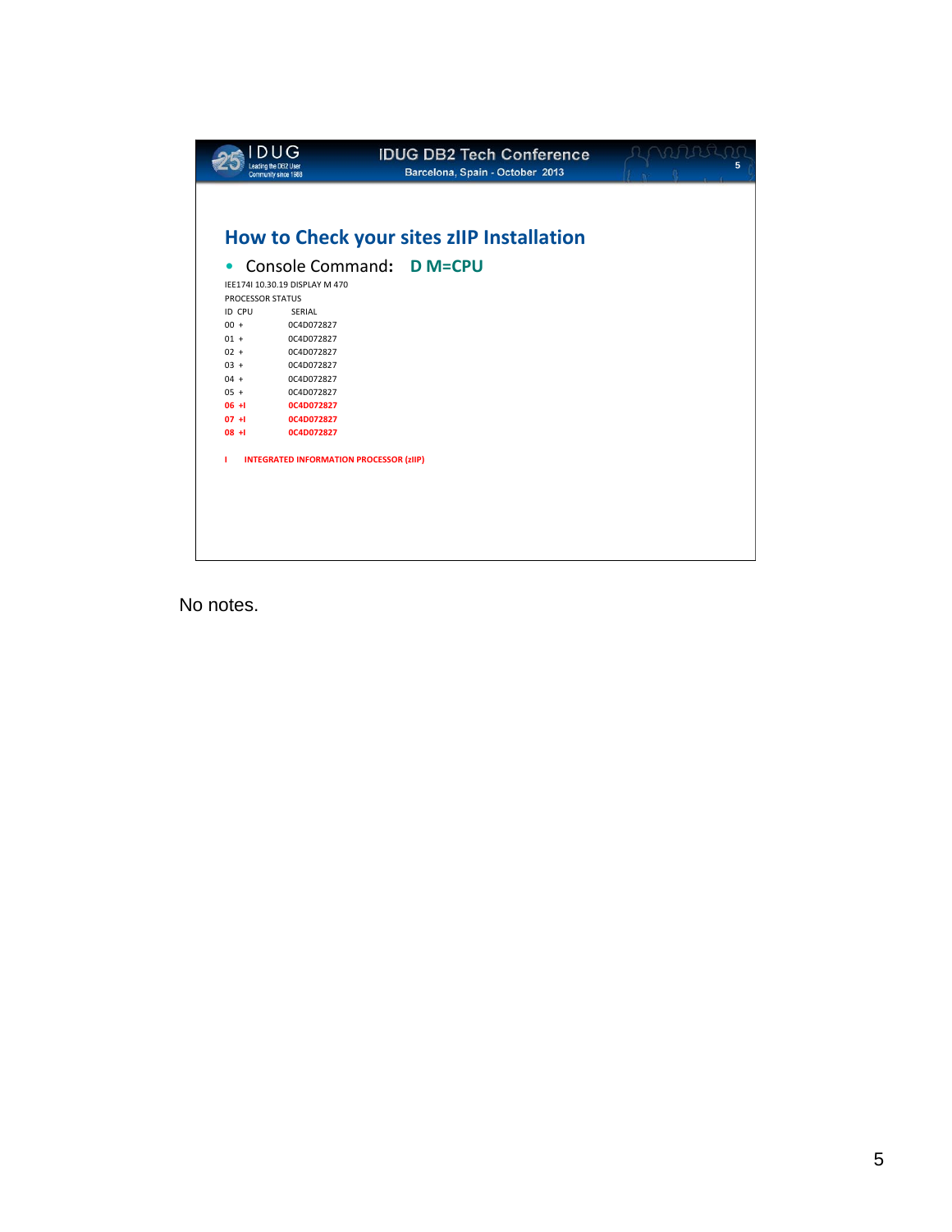## How to Check your sites zIIP Installation

- Console Command: **D M=CPU**

```
IEE174I 10.30.19 DISPLAY M 470
PROCESSOR STATUS
ID  CPU          SERIAL
00  +            0C4D072827
01  +            0C4D072827
02  +            0C4D072827
03  +            0C4D072827
04  +            0C4D072827
05  +            0C4D072827
06  +I           0C4D072827
07  +I           0C4D072827
08  +I           0C4D072827

I     INTEGRATED INFORMATION PROCESSOR (zIIP)
```

No notes.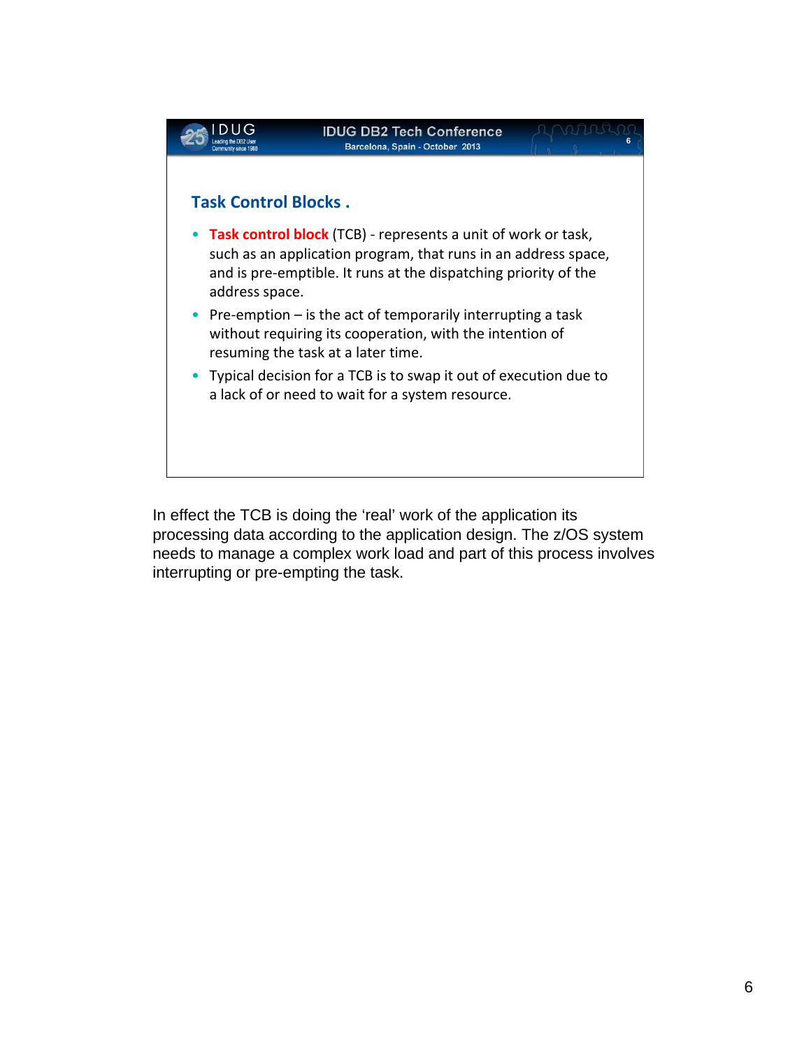## Task Control Blocks .

- **Task control block** (TCB) - represents a unit of work or task, such as an application program, that runs in an address space, and is pre-emptible. It runs at the dispatching priority of the address space.
- Pre-emption – is the act of temporarily interrupting a task without requiring its cooperation, with the intention of resuming the task at a later time.
- Typical decision for a TCB is to swap it out of execution due to a lack of or need to wait for a system resource.

In effect the TCB is doing the 'real' work of the application its processing data according to the application design. The z/OS system needs to manage a complex work load and part of this process involves interrupting or pre-empting the task.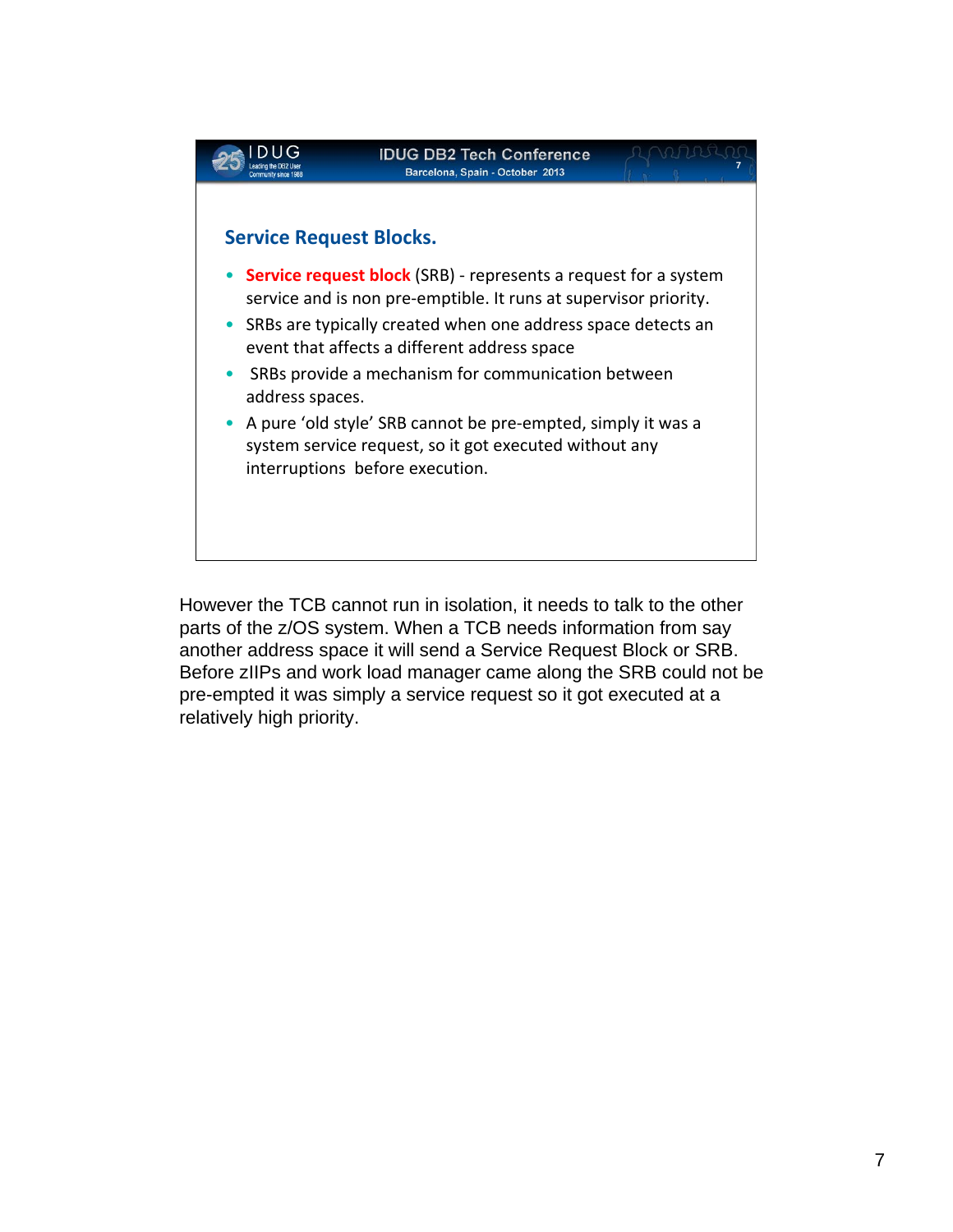## Service Request Blocks.

- **Service request block** (SRB) - represents a request for a system service and is non pre-emptible. It runs at supervisor priority.
- SRBs are typically created when one address space detects an event that affects a different address space
- SRBs provide a mechanism for communication between address spaces.
- A pure 'old style' SRB cannot be pre-empted, simply it was a system service request, so it got executed without any interruptions before execution.

However the TCB cannot run in isolation, it needs to talk to the other parts of the z/OS system. When a TCB needs information from say another address space it will send a Service Request Block or SRB. Before zIIPs and work load manager came along the SRB could not be pre-empted it was simply a service request so it got executed at a relatively high priority.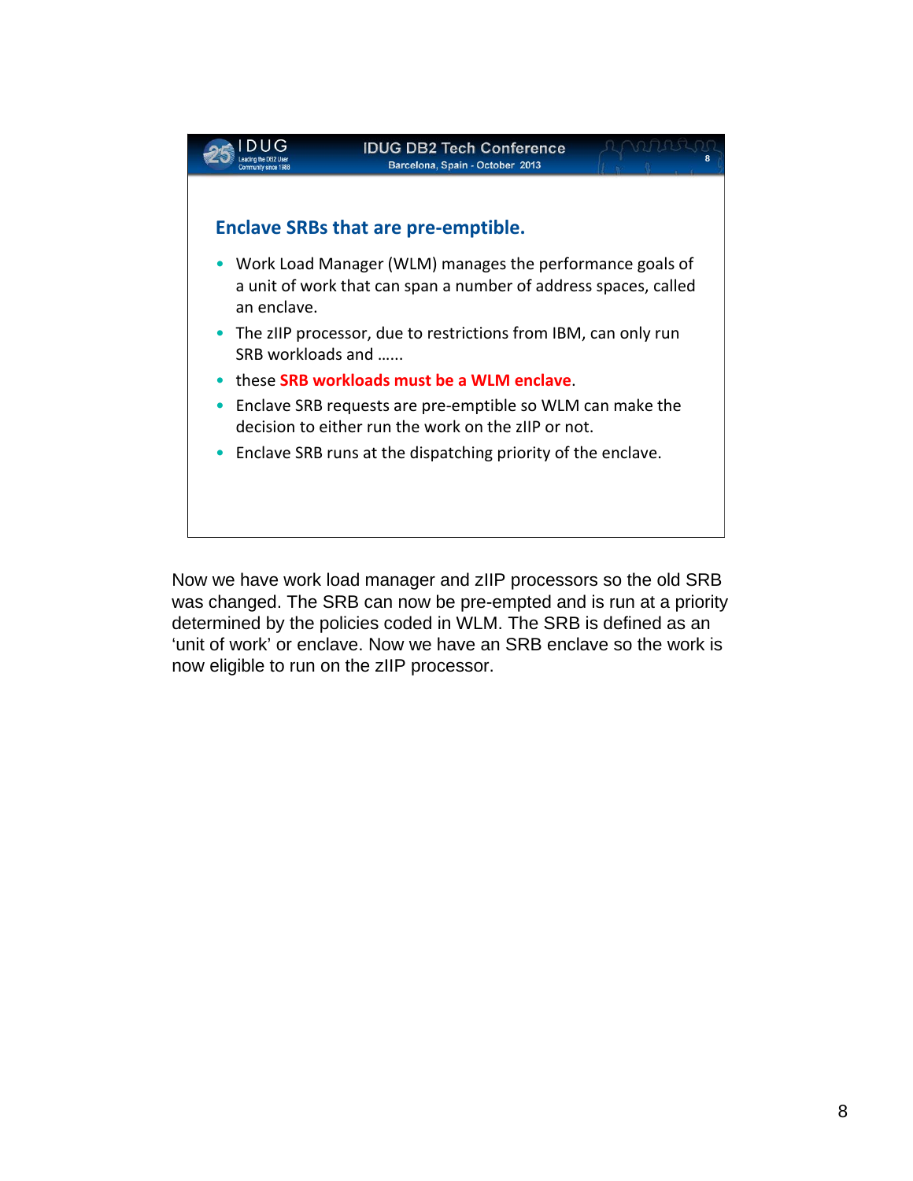## Enclave SRBs that are pre-emptible.

- Work Load Manager (WLM) manages the performance goals of a unit of work that can span a number of address spaces, called an enclave.
- The zIIP processor, due to restrictions from IBM, can only run SRB workloads and ……
- these **SRB workloads must be a WLM enclave**.
- Enclave SRB requests are pre-emptible so WLM can make the decision to either run the work on the zIIP or not.
- Enclave SRB runs at the dispatching priority of the enclave.

Now we have work load manager and zIIP processors so the old SRB was changed. The SRB can now be pre-empted and is run at a priority determined by the policies coded in WLM. The SRB is defined as an 'unit of work' or enclave. Now we have an SRB enclave so the work is now eligible to run on the zIIP processor.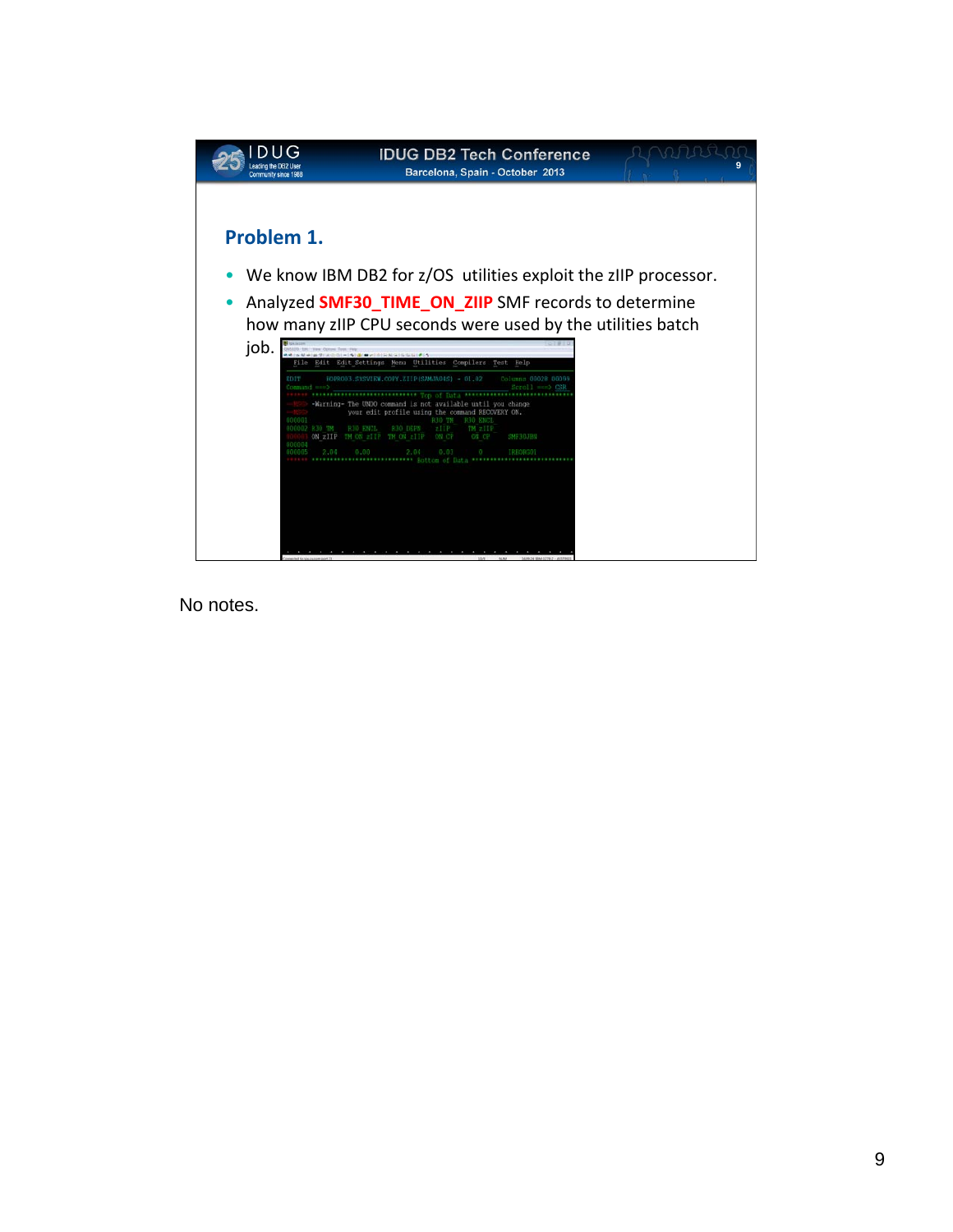## Problem 1.

- We know IBM DB2 for z/OS utilities exploit the zIIP processor.
- Analyzed **SMF30_TIME_ON_ZIIP** SMF records to determine how many zIIP CPU seconds were used by the utilities batch job.

```
 File  Edit  Edit_Settings  Menu  Utilities  Compilers  Test  Help

EDIT       HOPRO03.SYSVIEW.COPY.ZIIP(SMMJA04S) - 01.02     Columns 00028 00099
Command ===>                                                  Scroll ===> CSR
****** ***************************** Top of Data ******************************
==MSG> -Warning- The UNDO command is not available until you change
==MSG>           your edit profile using the command RECOVERY ON.
000001                                            R30 TM    R30 ENCL
000002 R30 TM     R30 ENCL     R30 DEPN     zIIP      TM zIIP
000003 ON zIIP  TM ON zIIP  TM ON zIIP   ON CP      ON CP       SMF30JBN
000004
000005    2.04       0.00          2.04      0.03        0           [REORG01]
****** **************************** Bottom of Data ****************************
```

No notes.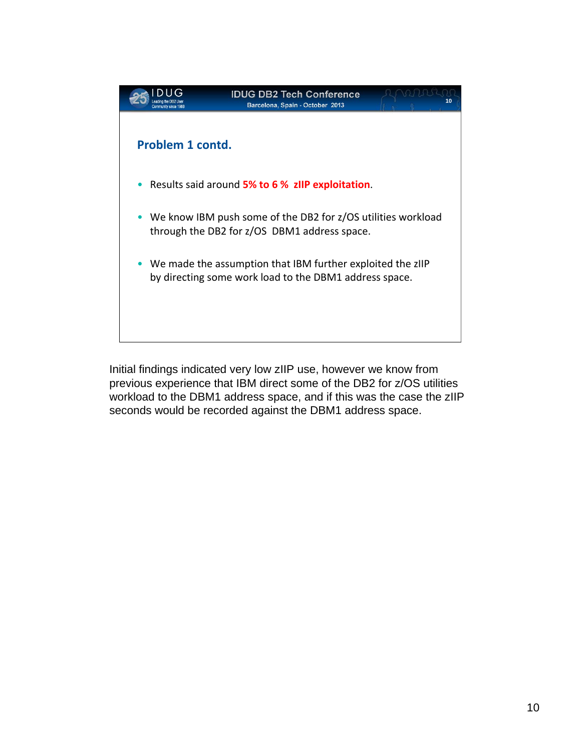## Problem 1 contd.

- Results said around **5% to 6 % zIIP exploitation**.
- We know IBM push some of the DB2 for z/OS utilities workload through the DB2 for z/OS DBM1 address space.
- We made the assumption that IBM further exploited the zIIP by directing some work load to the DBM1 address space.

Initial findings indicated very low zIIP use, however we know from previous experience that IBM direct some of the DB2 for z/OS utilities workload to the DBM1 address space, and if this was the case the zIIP seconds would be recorded against the DBM1 address space.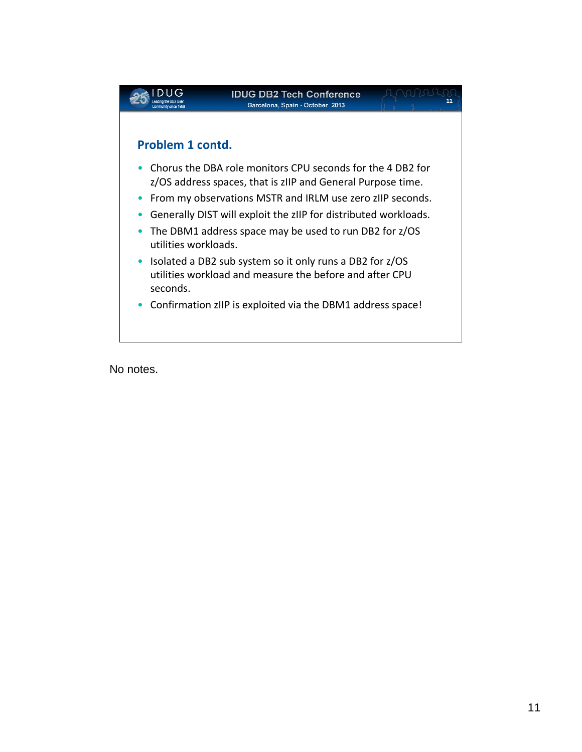## Problem 1 contd.

- Chorus the DBA role monitors CPU seconds for the 4 DB2 for z/OS address spaces, that is zIIP and General Purpose time.
- From my observations MSTR and IRLM use zero zIIP seconds.
- Generally DIST will exploit the zIIP for distributed workloads.
- The DBM1 address space may be used to run DB2 for z/OS utilities workloads.
- Isolated a DB2 sub system so it only runs a DB2 for z/OS utilities workload and measure the before and after CPU seconds.
- Confirmation zIIP is exploited via the DBM1 address space!

No notes.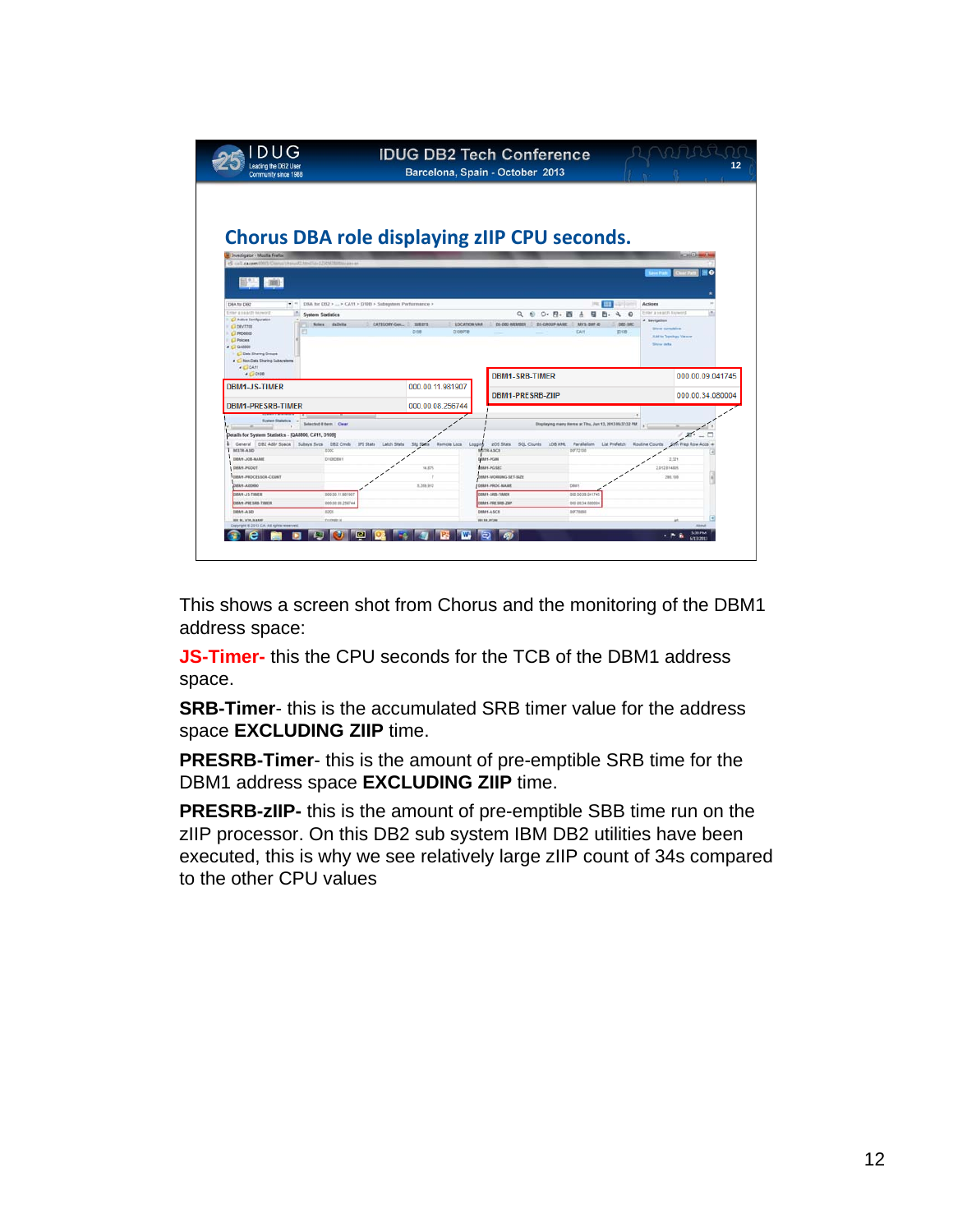IDUG
Leading the DB2 User Community since 1988

IDUG DB2 Tech Conference
Barcelona, Spain - October 2013

## Chorus DBA role displaying zIIP CPU seconds.

| | |
|---|---|
| DBM1-JS-TIMER | 000.00.11.981907 |
| DBM1-PRESRB-TIMER | 000.00.08.256744 |

| | |
|---|---|
| DBM1-SRB-TIMER | 000.00.09.041745 |
| DBM1-PRESRB-ZIIP | 000.00.34.080004 |

This shows a screen shot from Chorus and the monitoring of the DBM1 address space:

**JS-Timer-** this the CPU seconds for the TCB of the DBM1 address space.

**SRB-Timer**- this is the accumulated SRB timer value for the address space **EXCLUDING ZIIP** time.

**PRESRB-Timer**- this is the amount of pre-emptible SRB time for the DBM1 address space **EXCLUDING ZIIP** time.

**PRESRB-zIIP-** this is the amount of pre-emptible SBB time run on the zIIP processor. On this DB2 sub system IBM DB2 utilities have been executed, this is why we see relatively large zIIP count of 34s compared to the other CPU values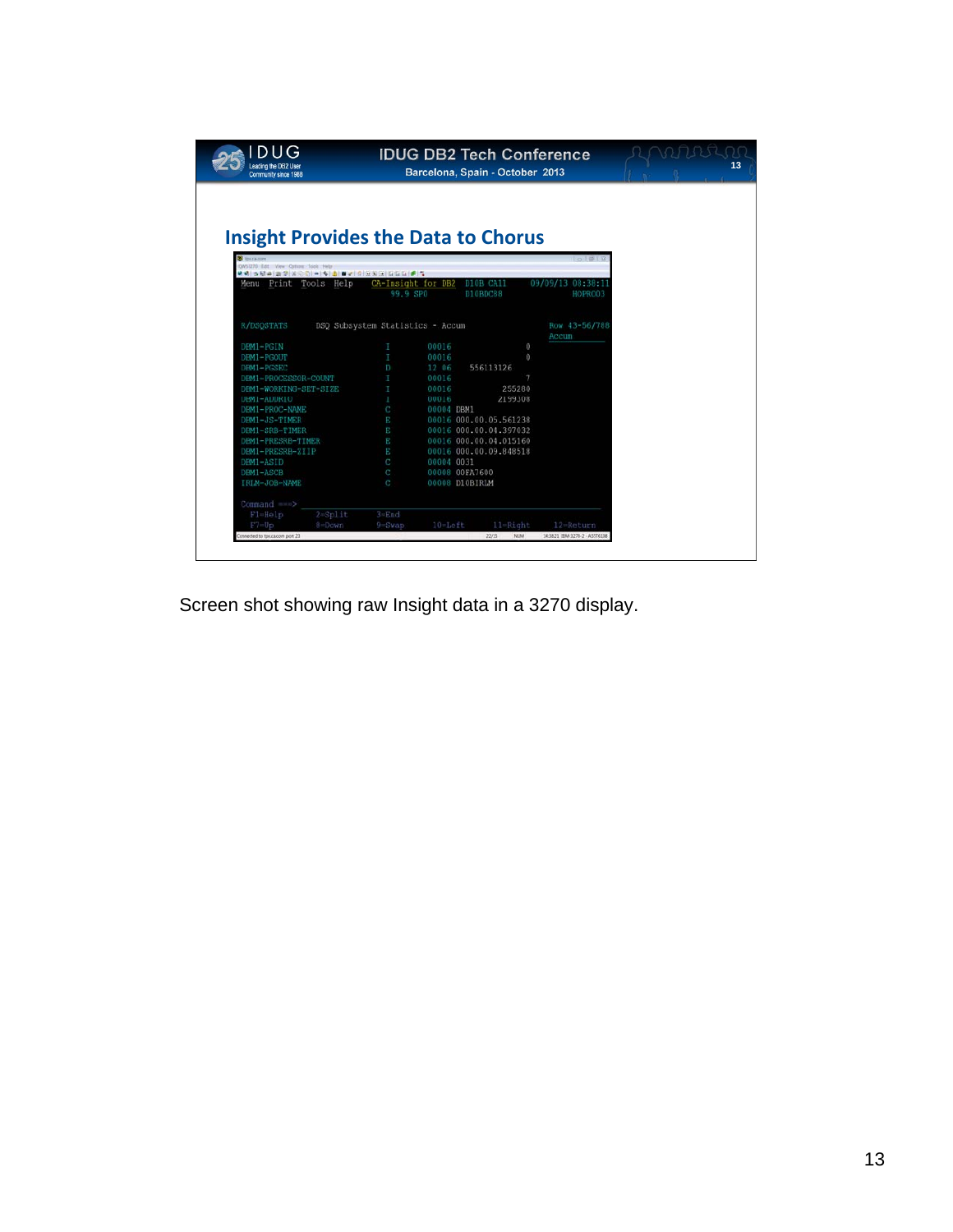## Insight Provides the Data to Chorus

```
Menu  Print  Tools  Help    CA-Insight for DB2  D10B CA11      09/05/13 08:38:11
                                 99.9 SP0       D10BDC88               HOPROD3

R/DSQSTATS        DSQ Subsystem Statistics - Accum                Row 43-56/788
                                                                  Accum
DBM1-PGIN                        I        00016             0
DBM1-PGOUT                       I        00016             0
DBM1-PGSEC                       D        12 06     556113126
DBM1-PROCESSOR-COUNT             I        00016             7
DBM1-WORKING-SET-SIZE            I        00016        255280
DBM1-AUDRIO                      I        00016       2199308
DBM1-PROC-NAME                   C        00004 DBM1
DBM1-JS-TIMER                    E        00016 000.00.05.561238
DBM1-SRB-TIMER                   E        00016 000.00.04.397032
DBM1-PRESRB-TIMER                E        00016 000.00.04.015160
DBM1-PRESRB-ZIIP                 E        00016 000.00.09.848518
DBM1-ASID                        C        00004 0031
DBM1-ASCB                        C        00008 00FA7600
IRLM-JOB-NAME                    C        00008 D10BIRLM

Command ===>
  F1=Help      2=Split      3=End
  F7=Up        8=Down       9=Swap      10=Left      11=Right      12=Return
```

Screen shot showing raw Insight data in a 3270 display.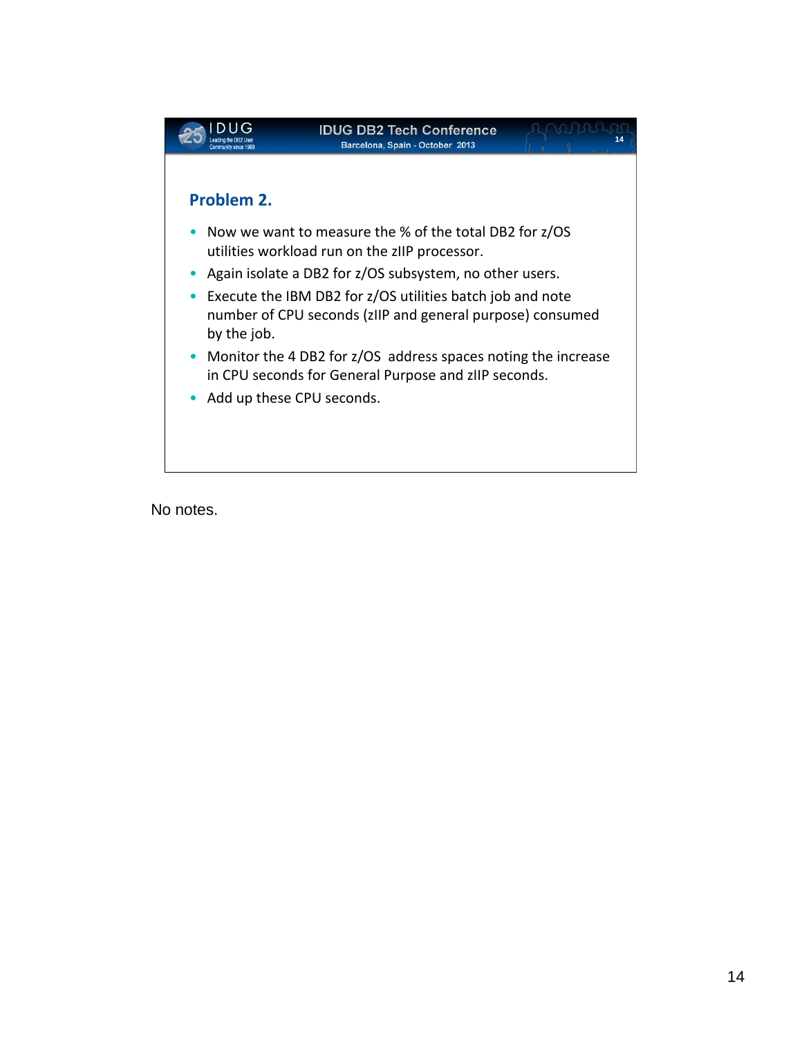## Problem 2.

- Now we want to measure the % of the total DB2 for z/OS utilities workload run on the zIIP processor.
- Again isolate a DB2 for z/OS subsystem, no other users.
- Execute the IBM DB2 for z/OS utilities batch job and note number of CPU seconds (zIIP and general purpose) consumed by the job.
- Monitor the 4 DB2 for z/OS address spaces noting the increase in CPU seconds for General Purpose and zIIP seconds.
- Add up these CPU seconds.

No notes.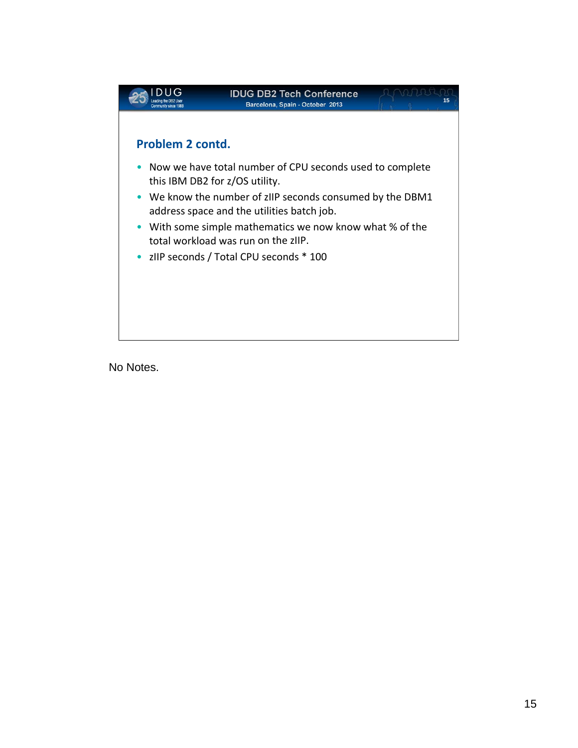## Problem 2 contd.

- Now we have total number of CPU seconds used to complete this IBM DB2 for z/OS utility.
- We know the number of zIIP seconds consumed by the DBM1 address space and the utilities batch job.
- With some simple mathematics we now know what % of the total workload was run on the zIIP.
- zIIP seconds / Total CPU seconds * 100

No Notes.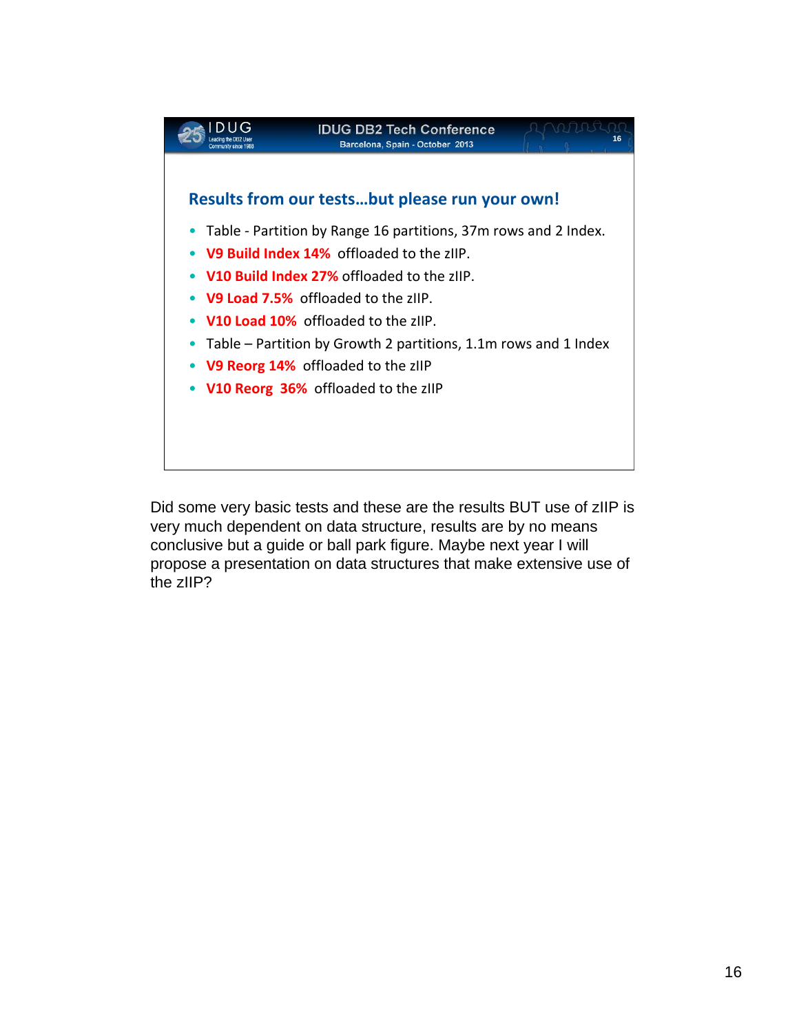## Results from our tests…but please run your own!

- Table - Partition by Range 16 partitions, 37m rows and 2 Index.
- **V9 Build Index 14%** offloaded to the zIIP.
- **V10 Build Index 27%** offloaded to the zIIP.
- **V9 Load 7.5%** offloaded to the zIIP.
- **V10 Load 10%** offloaded to the zIIP.
- Table – Partition by Growth 2 partitions, 1.1m rows and 1 Index
- **V9 Reorg 14%** offloaded to the zIIP
- **V10 Reorg 36%** offloaded to the zIIP

Did some very basic tests and these are the results BUT use of zIIP is very much dependent on data structure, results are by no means conclusive but a guide or ball park figure. Maybe next year I will propose a presentation on data structures that make extensive use of the zIIP?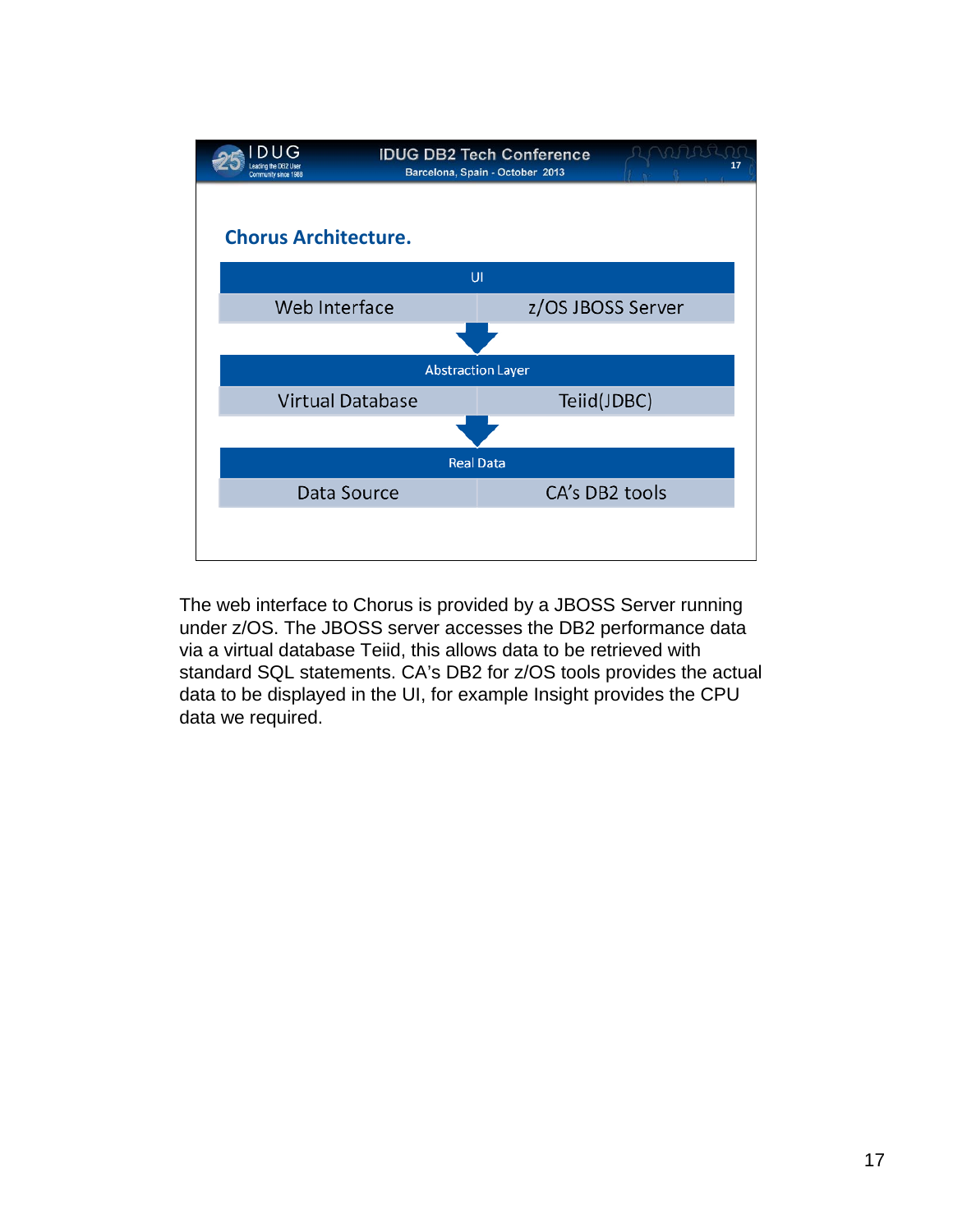## Chorus Architecture.

| UI | |
|---|---|
| Web Interface | z/OS JBOSS Server |

| Abstraction Layer | |
|---|---|
| Virtual Database | Teiid(JDBC) |

| Real Data | |
|---|---|
| Data Source | CA's DB2 tools |

The web interface to Chorus is provided by a JBOSS Server running under z/OS. The JBOSS server accesses the DB2 performance data via a virtual database Teiid, this allows data to be retrieved with standard SQL statements. CA's DB2 for z/OS tools provides the actual data to be displayed in the UI, for example Insight provides the CPU data we required.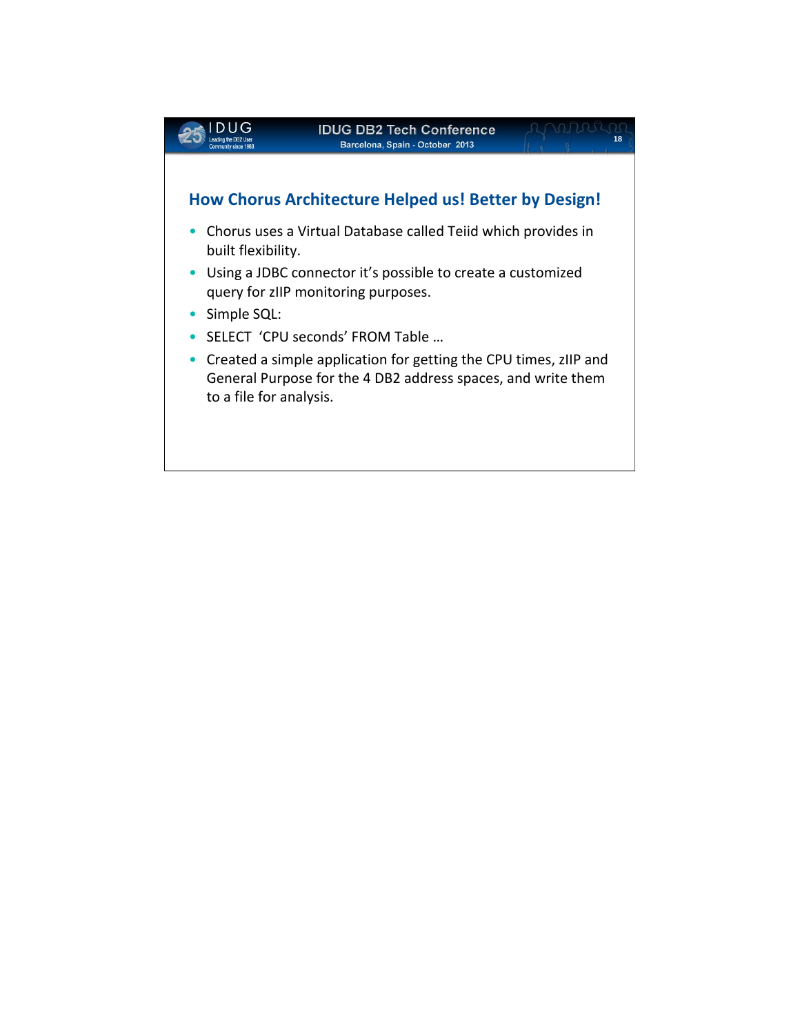## How Chorus Architecture Helped us! Better by Design!

- Chorus uses a Virtual Database called Teiid which provides in built flexibility.
- Using a JDBC connector it's possible to create a customized query for zIIP monitoring purposes.
- Simple SQL:
- SELECT 'CPU seconds' FROM Table …
- Created a simple application for getting the CPU times, zIIP and General Purpose for the 4 DB2 address spaces, and write them to a file for analysis.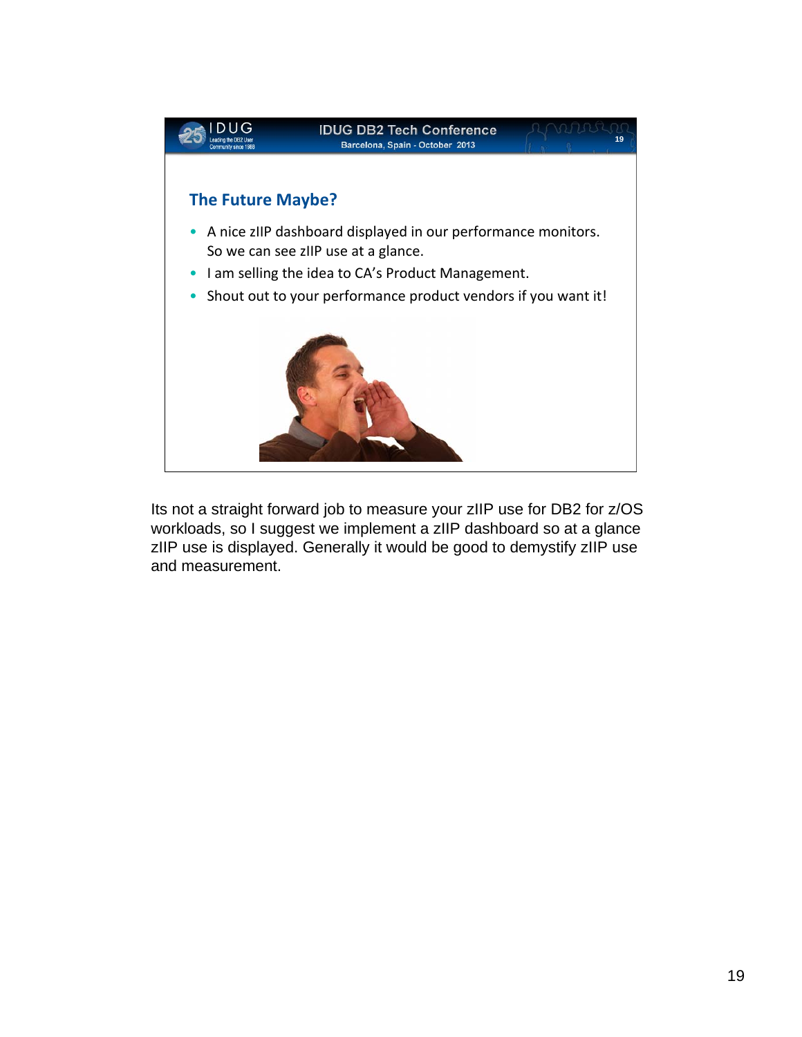## The Future Maybe?

- A nice zIIP dashboard displayed in our performance monitors. So we can see zIIP use at a glance.
- I am selling the idea to CA's Product Management.
- Shout out to your performance product vendors if you want it!

Its not a straight forward job to measure your zIIP use for DB2 for z/OS workloads, so I suggest we implement a zIIP dashboard so at a glance zIIP use is displayed. Generally it would be good to demystify zIIP use and measurement.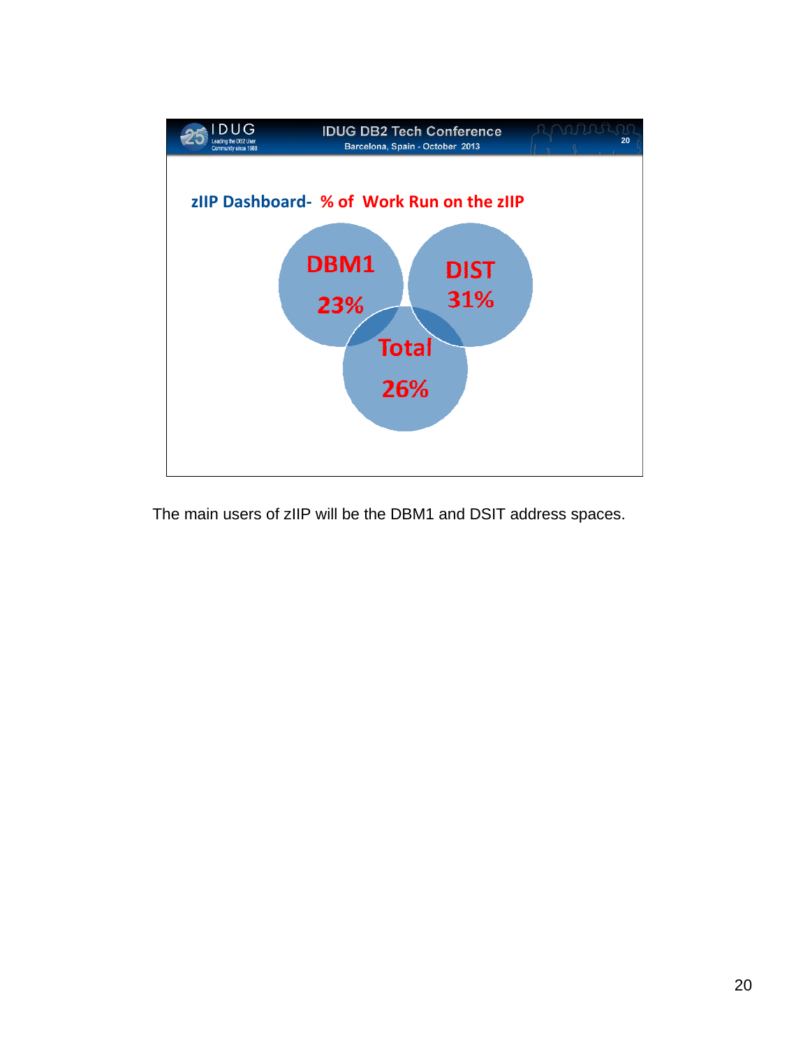## zIIP Dashboard- % of Work Run on the zIIP

DBM1 23%

DIST 31%

Total 26%

The main users of zIIP will be the DBM1 and DSIT address spaces.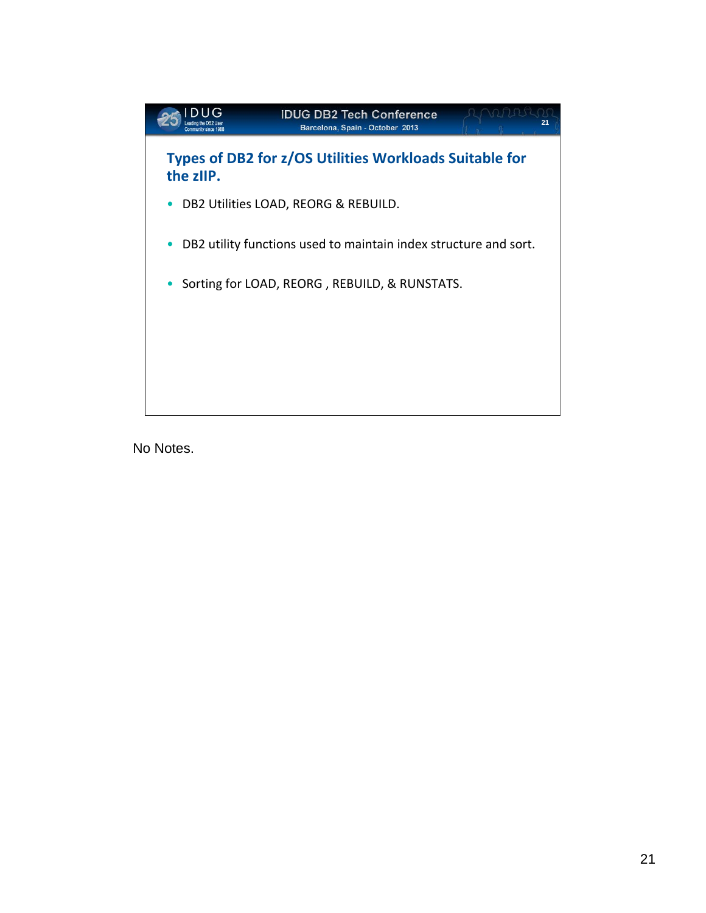## Types of DB2 for z/OS Utilities Workloads Suitable for the zIIP.

- DB2 Utilities LOAD, REORG & REBUILD.
- DB2 utility functions used to maintain index structure and sort.
- Sorting for LOAD, REORG , REBUILD, & RUNSTATS.

No Notes.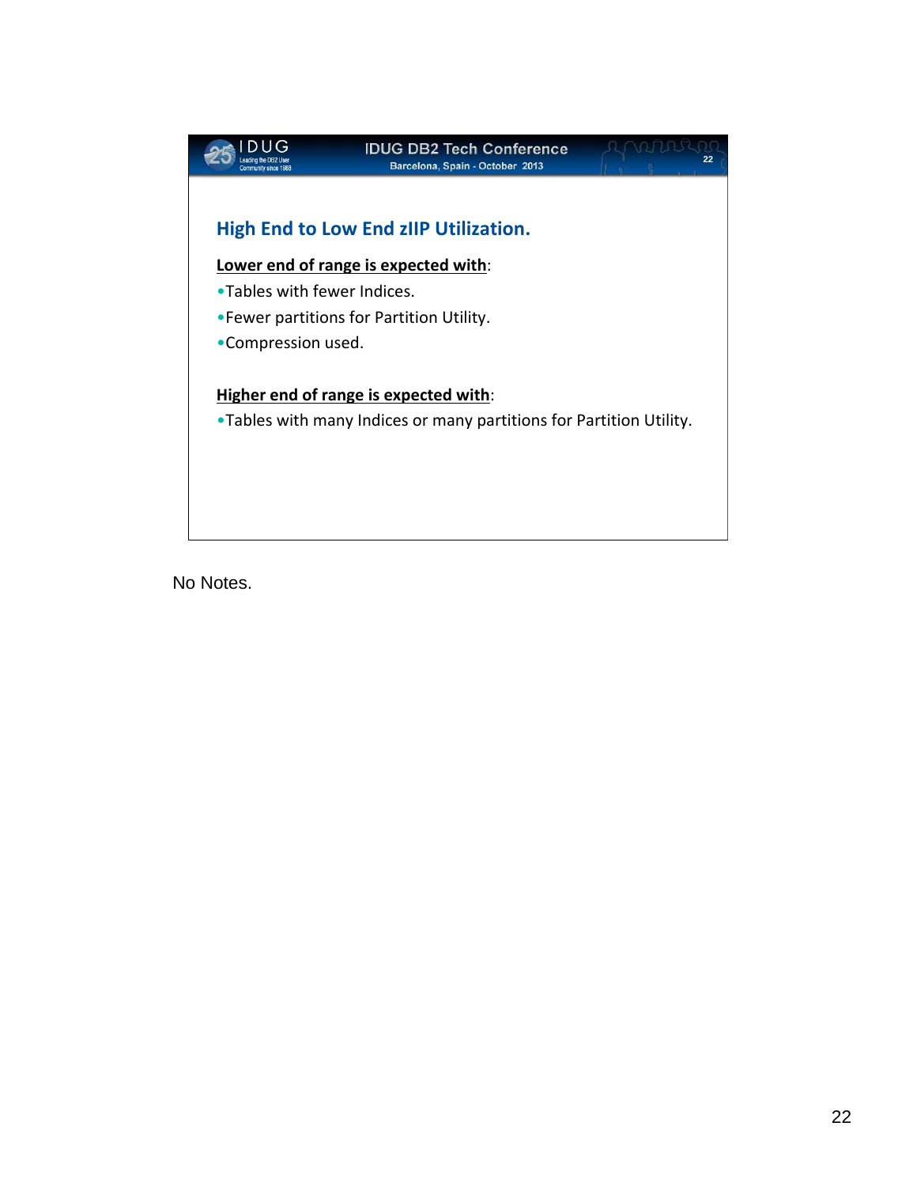## High End to Low End zIIP Utilization.

**<u>Lower end of range is expected with</u>**:

- Tables with fewer Indices.
- Fewer partitions for Partition Utility.
- Compression used.

**<u>Higher end of range is expected with</u>**:

- Tables with many Indices or many partitions for Partition Utility.

No Notes.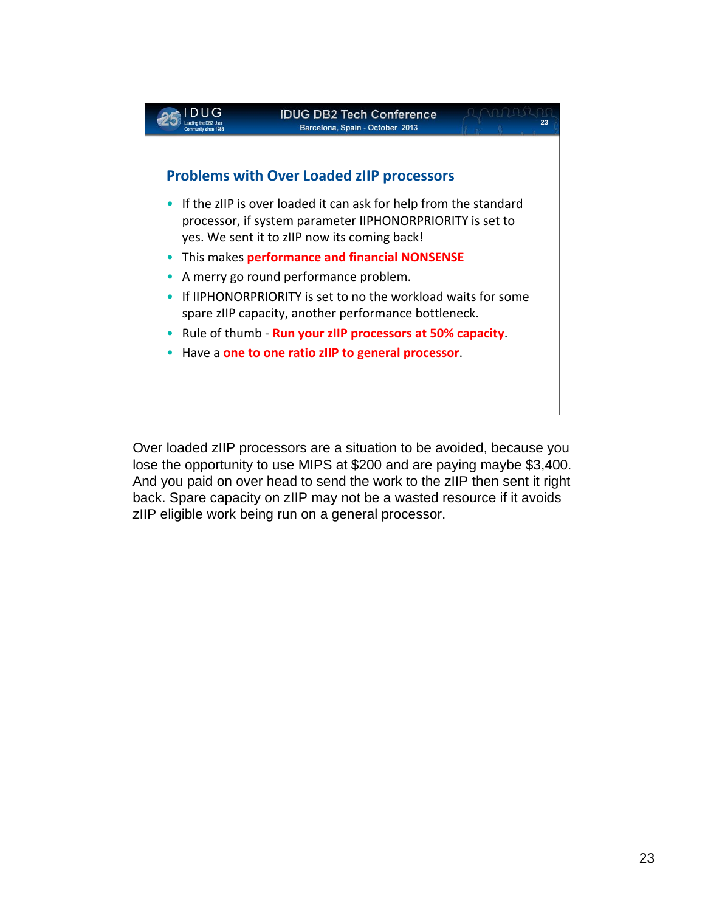## Problems with Over Loaded zIIP processors

- If the zIIP is over loaded it can ask for help from the standard processor, if system parameter IIPHONORPRIORITY is set to yes. We sent it to zIIP now its coming back!
- This makes **performance and financial NONSENSE**
- A merry go round performance problem.
- If IIPHONORPRIORITY is set to no the workload waits for some spare zIIP capacity, another performance bottleneck.
- Rule of thumb - **Run your zIIP processors at 50% capacity**.
- Have a **one to one ratio zIIP to general processor**.

Over loaded zIIP processors are a situation to be avoided, because you lose the opportunity to use MIPS at $200 and are paying maybe $3,400. And you paid on over head to send the work to the zIIP then sent it right back. Spare capacity on zIIP may not be a wasted resource if it avoids zIIP eligible work being run on a general processor.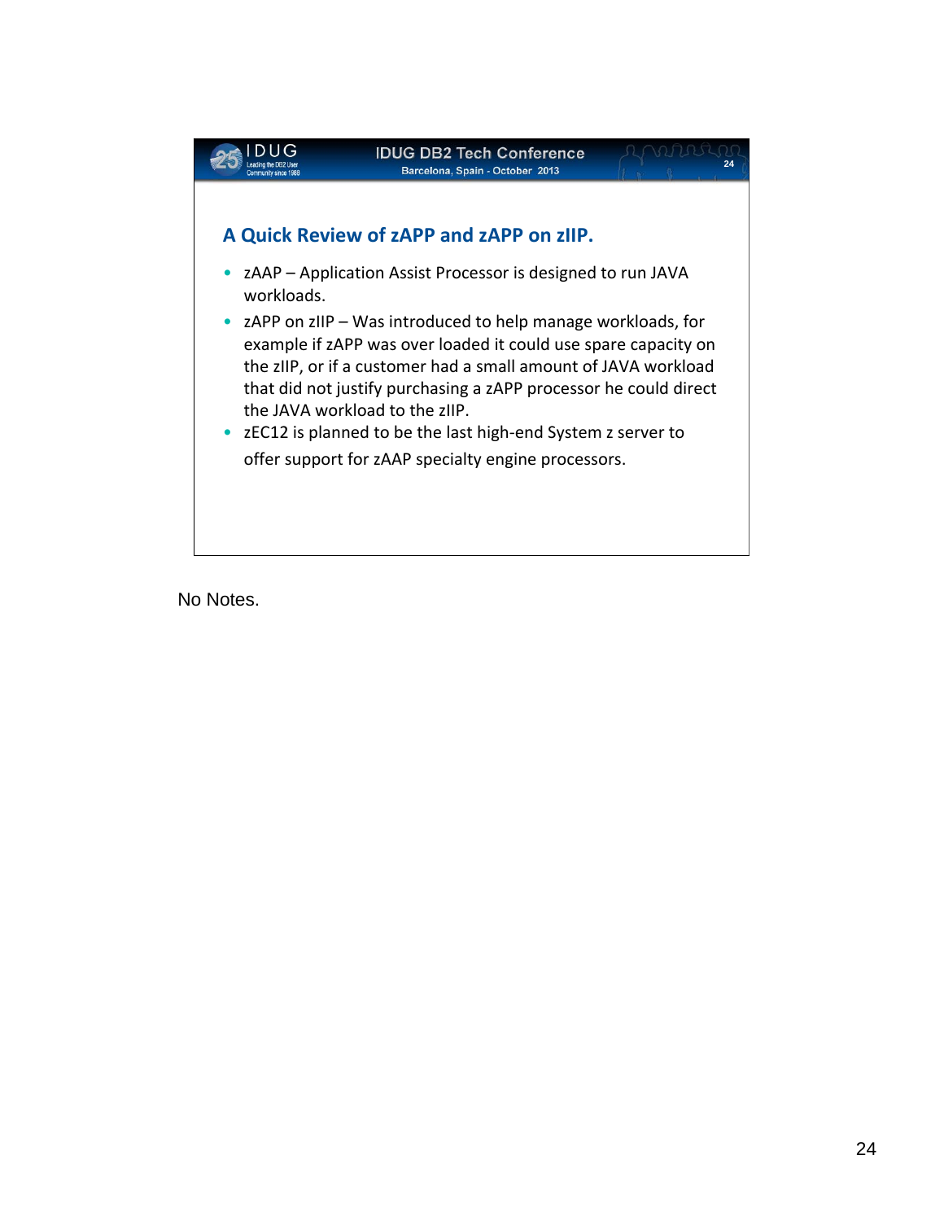## A Quick Review of zAPP and zAPP on zIIP.

- zAAP – Application Assist Processor is designed to run JAVA workloads.
- zAPP on zIIP – Was introduced to help manage workloads, for example if zAPP was over loaded it could use spare capacity on the zIIP, or if a customer had a small amount of JAVA workload that did not justify purchasing a zAPP processor he could direct the JAVA workload to the zIIP.
- zEC12 is planned to be the last high-end System z server to offer support for zAAP specialty engine processors.

No Notes.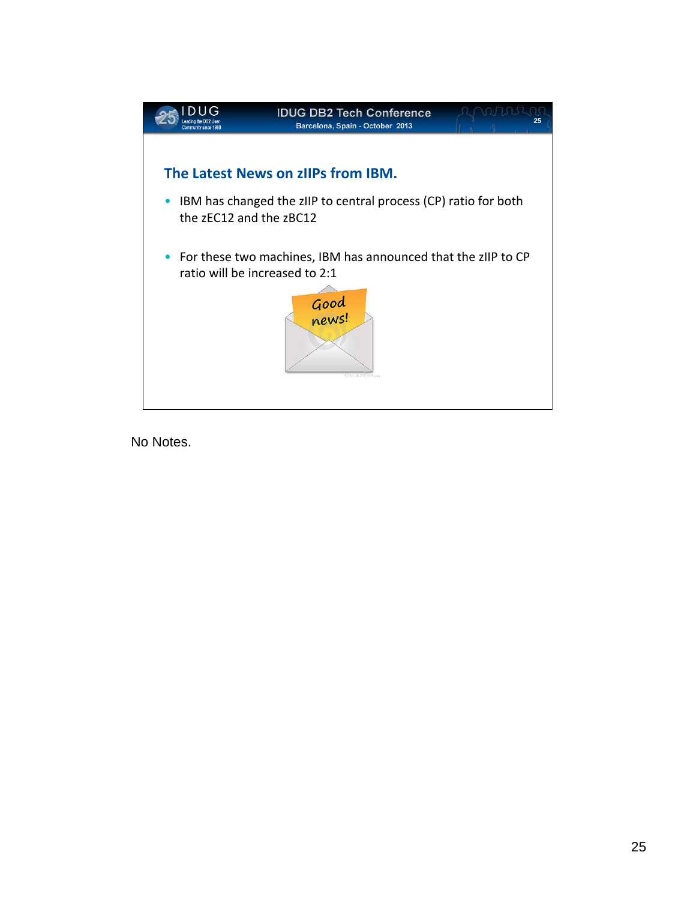## The Latest News on zIIPs from IBM.

- IBM has changed the zIIP to central process (CP) ratio for both the zEC12 and the zBC12
- For these two machines, IBM has announced that the zIIP to CP ratio will be increased to 2:1

No Notes.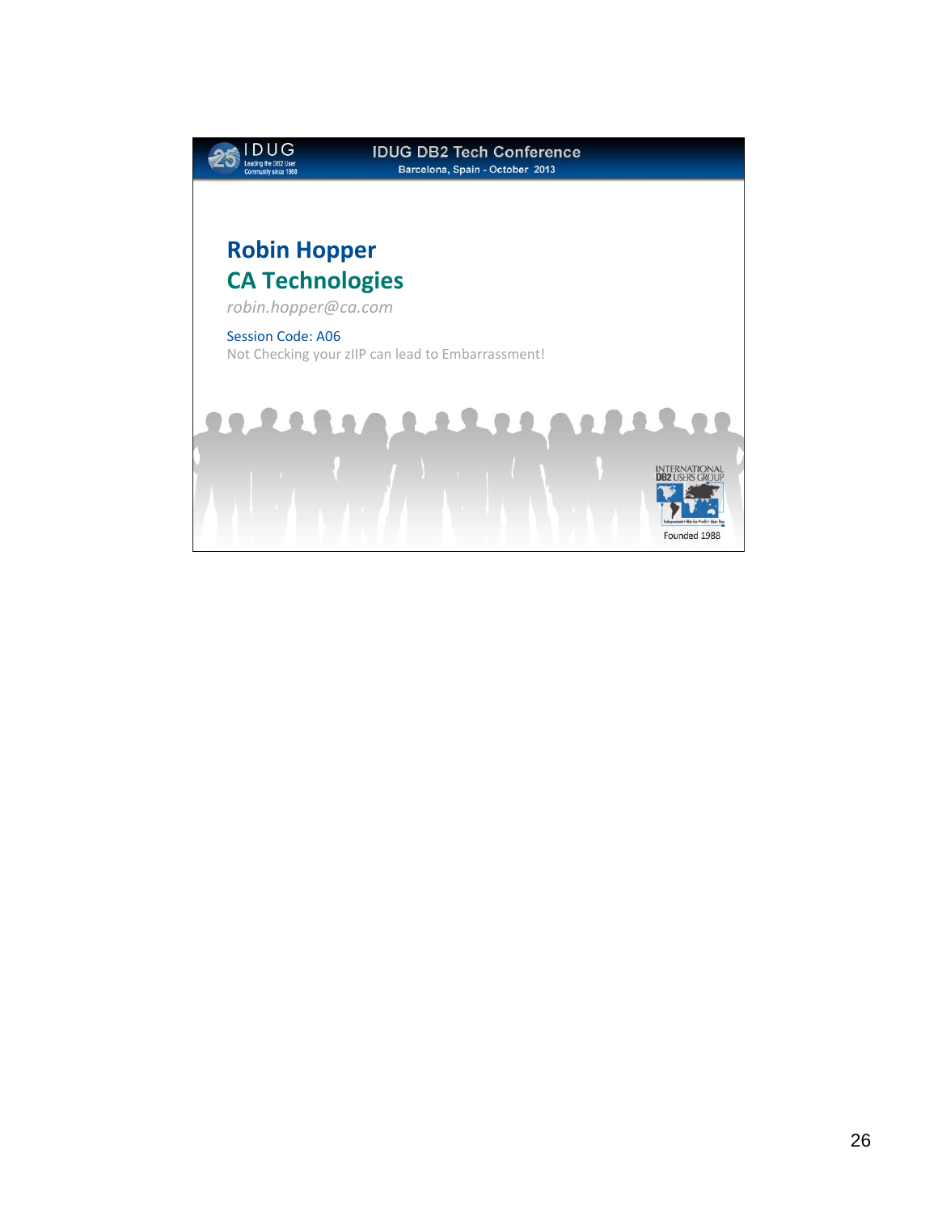IDUG DB2 Tech Conference
Barcelona, Spain - October 2013

## Robin Hopper
## CA Technologies

*robin.hopper@ca.com*

Session Code: A06

Not Checking your zIIP can lead to Embarrassment!